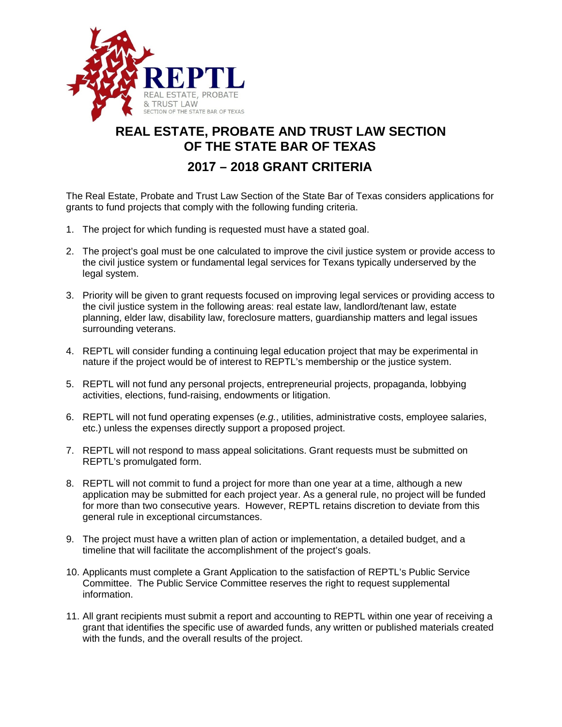# REAL ESTATE, PROBATE AND TRUST LAW SECTION OF THE STATE BAR OF TEXAS

## 2017 – 2018 GRANT CRITERIA

The Real Estate, Probate and Trust Law Section of the State Bar of Texas considers applications for grants to fund projects that comply with the following funding criteria.

1. The project for which funding is requested must have a stated goal.
2. The project's goal must be one calculated to improve the civil justice system or provide access to the civil justice system or fundamental legal services for Texans typically underserved by the legal system.
3. Priority will be given to grant requests focused on improving legal services or providing access to the civil justice system in the following areas: real estate law, landlord/tenant law, estate planning, elder law, disability law, foreclosure matters, guardianship matters and legal issues surrounding veterans.
4. REPTL will consider funding a continuing legal education project that may be experimental in nature if the project would be of interest to REPTL's membership or the justice system.
5. REPTL will not fund any personal projects, entrepreneurial projects, propaganda, lobbying activities, elections, fund-raising, endowments or litigation.
6. REPTL will not fund operating expenses (*e.g.*, utilities, administrative costs, employee salaries, etc.) unless the expenses directly support a proposed project.
7. REPTL will not respond to mass appeal solicitations. Grant requests must be submitted on REPTL's promulgated form.
8. REPTL will not commit to fund a project for more than one year at a time, although a new application may be submitted for each project year. As a general rule, no project will be funded for more than two consecutive years. However, REPTL retains discretion to deviate from this general rule in exceptional circumstances.
9. The project must have a written plan of action or implementation, a detailed budget, and a timeline that will facilitate the accomplishment of the project's goals.
10. Applicants must complete a Grant Application to the satisfaction of REPTL's Public Service Committee. The Public Service Committee reserves the right to request supplemental information.
11. All grant recipients must submit a report and accounting to REPTL within one year of receiving a grant that identifies the specific use of awarded funds, any written or published materials created with the funds, and the overall results of the project.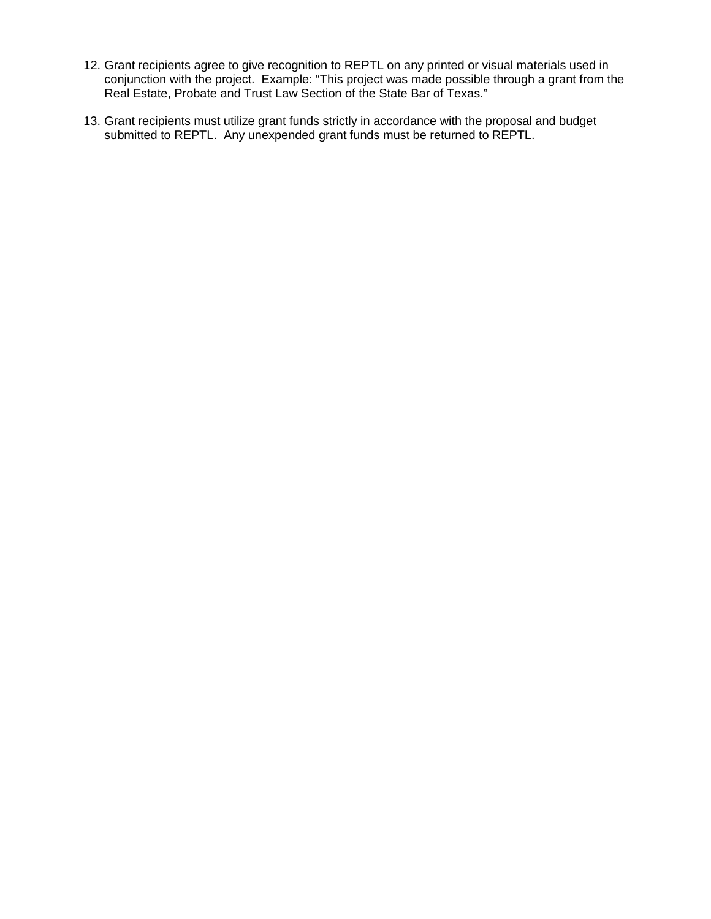12. Grant recipients agree to give recognition to REPTL on any printed or visual materials used in conjunction with the project. Example: “This project was made possible through a grant from the Real Estate, Probate and Trust Law Section of the State Bar of Texas.”

13. Grant recipients must utilize grant funds strictly in accordance with the proposal and budget submitted to REPTL. Any unexpended grant funds must be returned to REPTL.